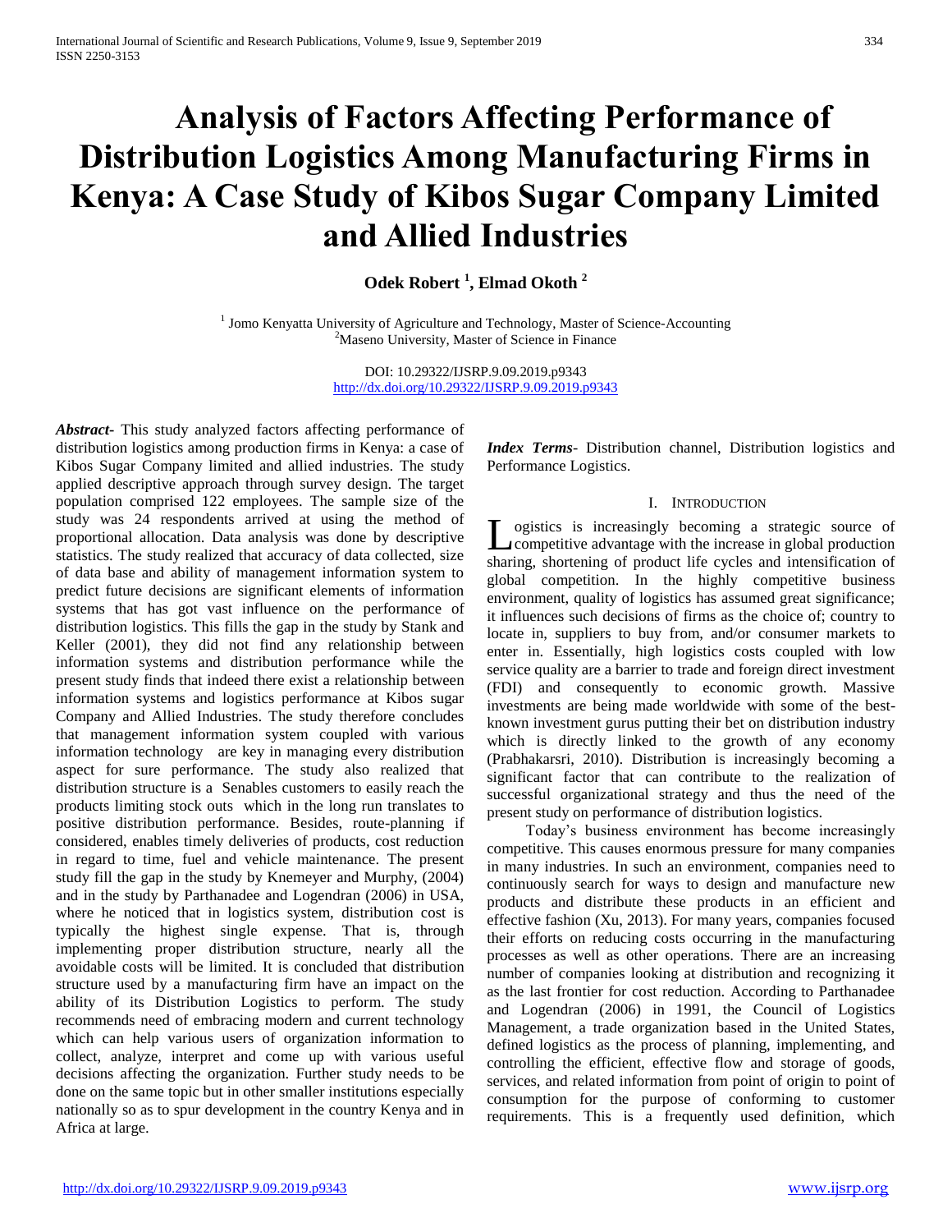# Analysis of Factors Affecting Performance of Distribution Logistics Among Manufacturing Firms in Kenya: A Case Study of Kibos Sugar Company Limited and Allied Industries

**Odek Robert [1], Elmad Okoth [2]**

[1] Jomo Kenyatta University of Agriculture and Technology, Master of Science-Accounting
[2]Maseno University, Master of Science in Finance

DOI: 10.29322/IJSRP.9.09.2019.p9343
http://dx.doi.org/10.29322/IJSRP.9.09.2019.p9343

***Abstract***- This study analyzed factors affecting performance of distribution logistics among production firms in Kenya: a case of Kibos Sugar Company limited and allied industries. The study applied descriptive approach through survey design. The target population comprised 122 employees. The sample size of the study was 24 respondents arrived at using the method of proportional allocation. Data analysis was done by descriptive statistics. The study realized that accuracy of data collected, size of data base and ability of management information system to predict future decisions are significant elements of information systems that has got vast influence on the performance of distribution logistics. This fills the gap in the study by Stank and Keller (2001), they did not find any relationship between information systems and distribution performance while the present study finds that indeed there exist a relationship between information systems and logistics performance at Kibos sugar Company and Allied Industries. The study therefore concludes that management information system coupled with various information technology are key in managing every distribution aspect for sure performance. The study also realized that distribution structure is a Senables customers to easily reach the products limiting stock outs which in the long run translates to positive distribution performance. Besides, route-planning if considered, enables timely deliveries of products, cost reduction in regard to time, fuel and vehicle maintenance. The present study fill the gap in the study by Knemeyer and Murphy, (2004) and in the study by Parthanadee and Logendran (2006) in USA, where he noticed that in logistics system, distribution cost is typically the highest single expense. That is, through implementing proper distribution structure, nearly all the avoidable costs will be limited. It is concluded that distribution structure used by a manufacturing firm have an impact on the ability of its Distribution Logistics to perform. The study recommends need of embracing modern and current technology which can help various users of organization information to collect, analyze, interpret and come up with various useful decisions affecting the organization. Further study needs to be done on the same topic but in other smaller institutions especially nationally so as to spur development in the country Kenya and in Africa at large.

***Index Terms***- Distribution channel, Distribution logistics and Performance Logistics.

## I. Introduction

Logistics is increasingly becoming a strategic source of competitive advantage with the increase in global production sharing, shortening of product life cycles and intensification of global competition. In the highly competitive business environment, quality of logistics has assumed great significance; it influences such decisions of firms as the choice of; country to locate in, suppliers to buy from, and/or consumer markets to enter in. Essentially, high logistics costs coupled with low service quality are a barrier to trade and foreign direct investment (FDI) and consequently to economic growth. Massive investments are being made worldwide with some of the best-known investment gurus putting their bet on distribution industry which is directly linked to the growth of any economy (Prabhakarsri, 2010). Distribution is increasingly becoming a significant factor that can contribute to the realization of successful organizational strategy and thus the need of the present study on performance of distribution logistics.

Today's business environment has become increasingly competitive. This causes enormous pressure for many companies in many industries. In such an environment, companies need to continuously search for ways to design and manufacture new products and distribute these products in an efficient and effective fashion (Xu, 2013). For many years, companies focused their efforts on reducing costs occurring in the manufacturing processes as well as other operations. There are an increasing number of companies looking at distribution and recognizing it as the last frontier for cost reduction. According to Parthanadee and Logendran (2006) in 1991, the Council of Logistics Management, a trade organization based in the United States, defined logistics as the process of planning, implementing, and controlling the efficient, effective flow and storage of goods, services, and related information from point of origin to point of consumption for the purpose of conforming to customer requirements. This is a frequently used definition, which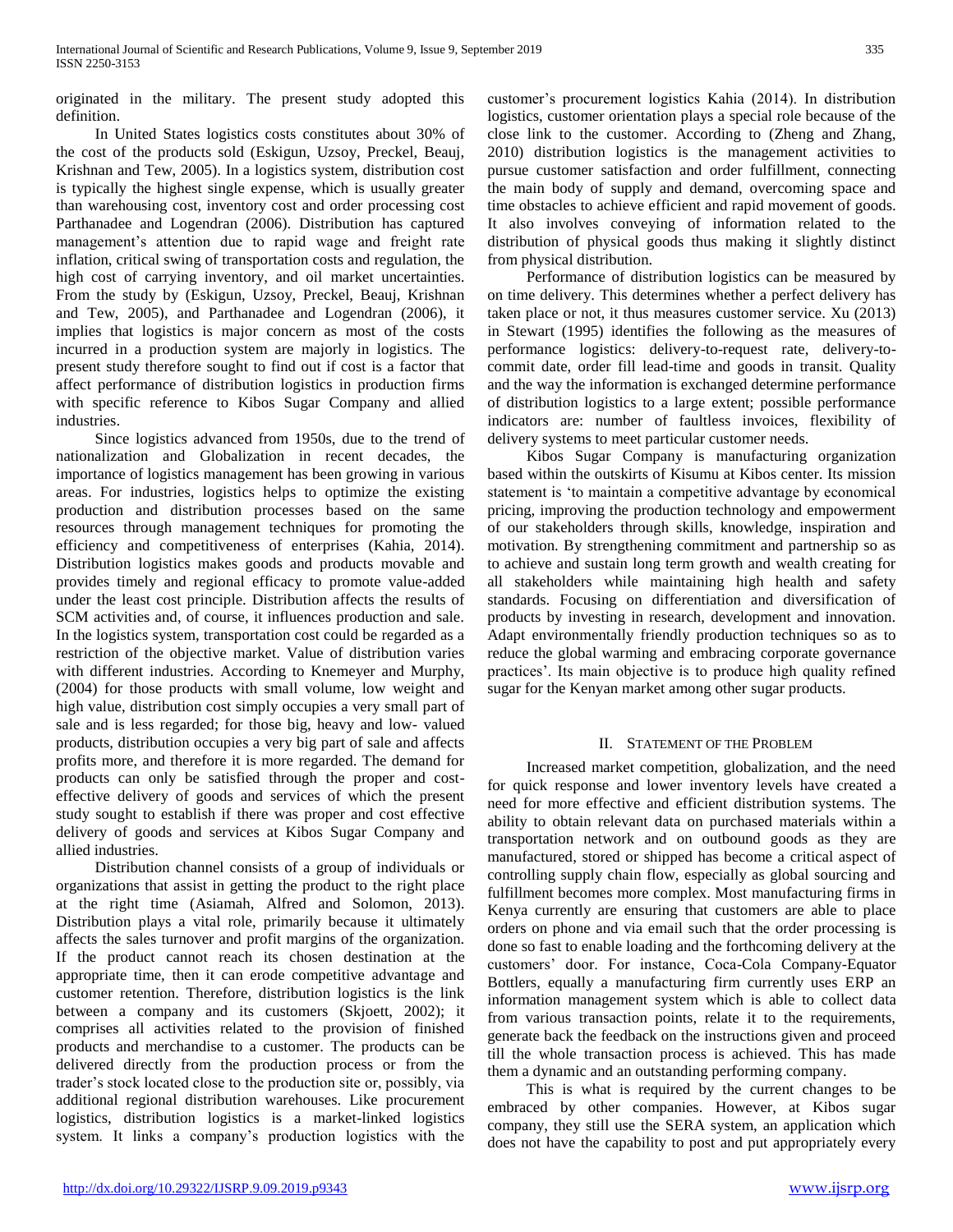originated in the military. The present study adopted this definition.

In United States logistics costs constitutes about 30% of the cost of the products sold (Eskigun, Uzsoy, Preckel, Beauj, Krishnan and Tew, 2005). In a logistics system, distribution cost is typically the highest single expense, which is usually greater than warehousing cost, inventory cost and order processing cost Parthanadee and Logendran (2006). Distribution has captured management's attention due to rapid wage and freight rate inflation, critical swing of transportation costs and regulation, the high cost of carrying inventory, and oil market uncertainties. From the study by (Eskigun, Uzsoy, Preckel, Beauj, Krishnan and Tew, 2005), and Parthanadee and Logendran (2006), it implies that logistics is major concern as most of the costs incurred in a production system are majorly in logistics. The present study therefore sought to find out if cost is a factor that affect performance of distribution logistics in production firms with specific reference to Kibos Sugar Company and allied industries.

Since logistics advanced from 1950s, due to the trend of nationalization and Globalization in recent decades, the importance of logistics management has been growing in various areas. For industries, logistics helps to optimize the existing production and distribution processes based on the same resources through management techniques for promoting the efficiency and competitiveness of enterprises (Kahia, 2014). Distribution logistics makes goods and products movable and provides timely and regional efficacy to promote value-added under the least cost principle. Distribution affects the results of SCM activities and, of course, it influences production and sale. In the logistics system, transportation cost could be regarded as a restriction of the objective market. Value of distribution varies with different industries. According to Knemeyer and Murphy, (2004) for those products with small volume, low weight and high value, distribution cost simply occupies a very small part of sale and is less regarded; for those big, heavy and low- valued products, distribution occupies a very big part of sale and affects profits more, and therefore it is more regarded. The demand for products can only be satisfied through the proper and cost-effective delivery of goods and services of which the present study sought to establish if there was proper and cost effective delivery of goods and services at Kibos Sugar Company and allied industries.

Distribution channel consists of a group of individuals or organizations that assist in getting the product to the right place at the right time (Asiamah, Alfred and Solomon, 2013). Distribution plays a vital role, primarily because it ultimately affects the sales turnover and profit margins of the organization. If the product cannot reach its chosen destination at the appropriate time, then it can erode competitive advantage and customer retention. Therefore, distribution logistics is the link between a company and its customers (Skjoett, 2002); it comprises all activities related to the provision of finished products and merchandise to a customer. The products can be delivered directly from the production process or from the trader's stock located close to the production site or, possibly, via additional regional distribution warehouses. Like procurement logistics, distribution logistics is a market-linked logistics system. It links a company's production logistics with the customer's procurement logistics Kahia (2014). In distribution logistics, customer orientation plays a special role because of the close link to the customer. According to (Zheng and Zhang, 2010) distribution logistics is the management activities to pursue customer satisfaction and order fulfillment, connecting the main body of supply and demand, overcoming space and time obstacles to achieve efficient and rapid movement of goods. It also involves conveying of information related to the distribution of physical goods thus making it slightly distinct from physical distribution.

Performance of distribution logistics can be measured by on time delivery. This determines whether a perfect delivery has taken place or not, it thus measures customer service. Xu (2013) in Stewart (1995) identifies the following as the measures of performance logistics: delivery-to-request rate, delivery-to-commit date, order fill lead-time and goods in transit. Quality and the way the information is exchanged determine performance of distribution logistics to a large extent; possible performance indicators are: number of faultless invoices, flexibility of delivery systems to meet particular customer needs.

Kibos Sugar Company is manufacturing organization based within the outskirts of Kisumu at Kibos center. Its mission statement is 'to maintain a competitive advantage by economical pricing, improving the production technology and empowerment of our stakeholders through skills, knowledge, inspiration and motivation. By strengthening commitment and partnership so as to achieve and sustain long term growth and wealth creating for all stakeholders while maintaining high health and safety standards. Focusing on differentiation and diversification of products by investing in research, development and innovation. Adapt environmentally friendly production techniques so as to reduce the global warming and embracing corporate governance practices'. Its main objective is to produce high quality refined sugar for the Kenyan market among other sugar products.

## II. Statement of the Problem

Increased market competition, globalization, and the need for quick response and lower inventory levels have created a need for more effective and efficient distribution systems. The ability to obtain relevant data on purchased materials within a transportation network and on outbound goods as they are manufactured, stored or shipped has become a critical aspect of controlling supply chain flow, especially as global sourcing and fulfillment becomes more complex. Most manufacturing firms in Kenya currently are ensuring that customers are able to place orders on phone and via email such that the order processing is done so fast to enable loading and the forthcoming delivery at the customers' door. For instance, Coca-Cola Company-Equator Bottlers, equally a manufacturing firm currently uses ERP an information management system which is able to collect data from various transaction points, relate it to the requirements, generate back the feedback on the instructions given and proceed till the whole transaction process is achieved. This has made them a dynamic and an outstanding performing company.

This is what is required by the current changes to be embraced by other companies. However, at Kibos sugar company, they still use the SERA system, an application which does not have the capability to post and put appropriately every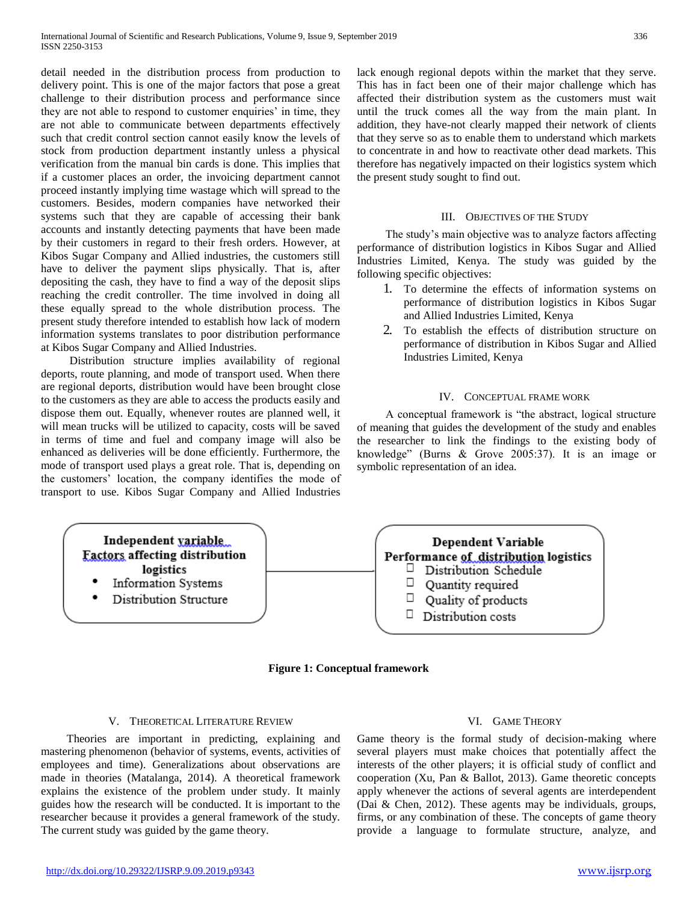detail needed in the distribution process from production to delivery point. This is one of the major factors that pose a great challenge to their distribution process and performance since they are not able to respond to customer enquiries' in time, they are not able to communicate between departments effectively such that credit control section cannot easily know the levels of stock from production department instantly unless a physical verification from the manual bin cards is done. This implies that if a customer places an order, the invoicing department cannot proceed instantly implying time wastage which will spread to the customers. Besides, modern companies have networked their systems such that they are capable of accessing their bank accounts and instantly detecting payments that have been made by their customers in regard to their fresh orders. However, at Kibos Sugar Company and Allied industries, the customers still have to deliver the payment slips physically. That is, after depositing the cash, they have to find a way of the deposit slips reaching the credit controller. The time involved in doing all these equally spread to the whole distribution process. The present study therefore intended to establish how lack of modern information systems translates to poor distribution performance at Kibos Sugar Company and Allied Industries.

Distribution structure implies availability of regional deports, route planning, and mode of transport used. When there are regional deports, distribution would have been brought close to the customers as they are able to access the products easily and dispose them out. Equally, whenever routes are planned well, it will mean trucks will be utilized to capacity, costs will be saved in terms of time and fuel and company image will also be enhanced as deliveries will be done efficiently. Furthermore, the mode of transport used plays a great role. That is, depending on the customers' location, the company identifies the mode of transport to use. Kibos Sugar Company and Allied Industries lack enough regional depots within the market that they serve. This has in fact been one of their major challenge which has affected their distribution system as the customers must wait until the truck comes all the way from the main plant. In addition, they have-not clearly mapped their network of clients that they serve so as to enable them to understand which markets to concentrate in and how to reactivate other dead markets. This therefore has negatively impacted on their logistics system which the present study sought to find out.

## III. Objectives of the Study

The study's main objective was to analyze factors affecting performance of distribution logistics in Kibos Sugar and Allied Industries Limited, Kenya. The study was guided by the following specific objectives:

1. To determine the effects of information systems on performance of distribution logistics in Kibos Sugar and Allied Industries Limited, Kenya
2. To establish the effects of distribution structure on performance of distribution in Kibos Sugar and Allied Industries Limited, Kenya

## IV. Conceptual Frame Work

A conceptual framework is "the abstract, logical structure of meaning that guides the development of the study and enables the researcher to link the findings to the existing body of knowledge" (Burns & Grove 2005:37). It is an image or symbolic representation of an idea.

**Independent variable**
**Factors affecting distribution logistics**
- Information Systems
- Distribution Structure

**Dependent Variable**
**Performance of distribution logistics**
- Distribution Schedule
- Quantity required
- Quality of products
- Distribution costs

**Figure 1: Conceptual framework**

## V. Theoretical Literature Review

Theories are important in predicting, explaining and mastering phenomenon (behavior of systems, events, activities of employees and time). Generalizations about observations are made in theories (Matalanga, 2014). A theoretical framework explains the existence of the problem under study. It mainly guides how the research will be conducted. It is important to the researcher because it provides a general framework of the study. The current study was guided by the game theory.

## VI. Game Theory

Game theory is the formal study of decision-making where several players must make choices that potentially affect the interests of the other players; it is official study of conflict and cooperation (Xu, Pan & Ballot, 2013). Game theoretic concepts apply whenever the actions of several agents are interdependent (Dai & Chen, 2012). These agents may be individuals, groups, firms, or any combination of these. The concepts of game theory provide a language to formulate structure, analyze, and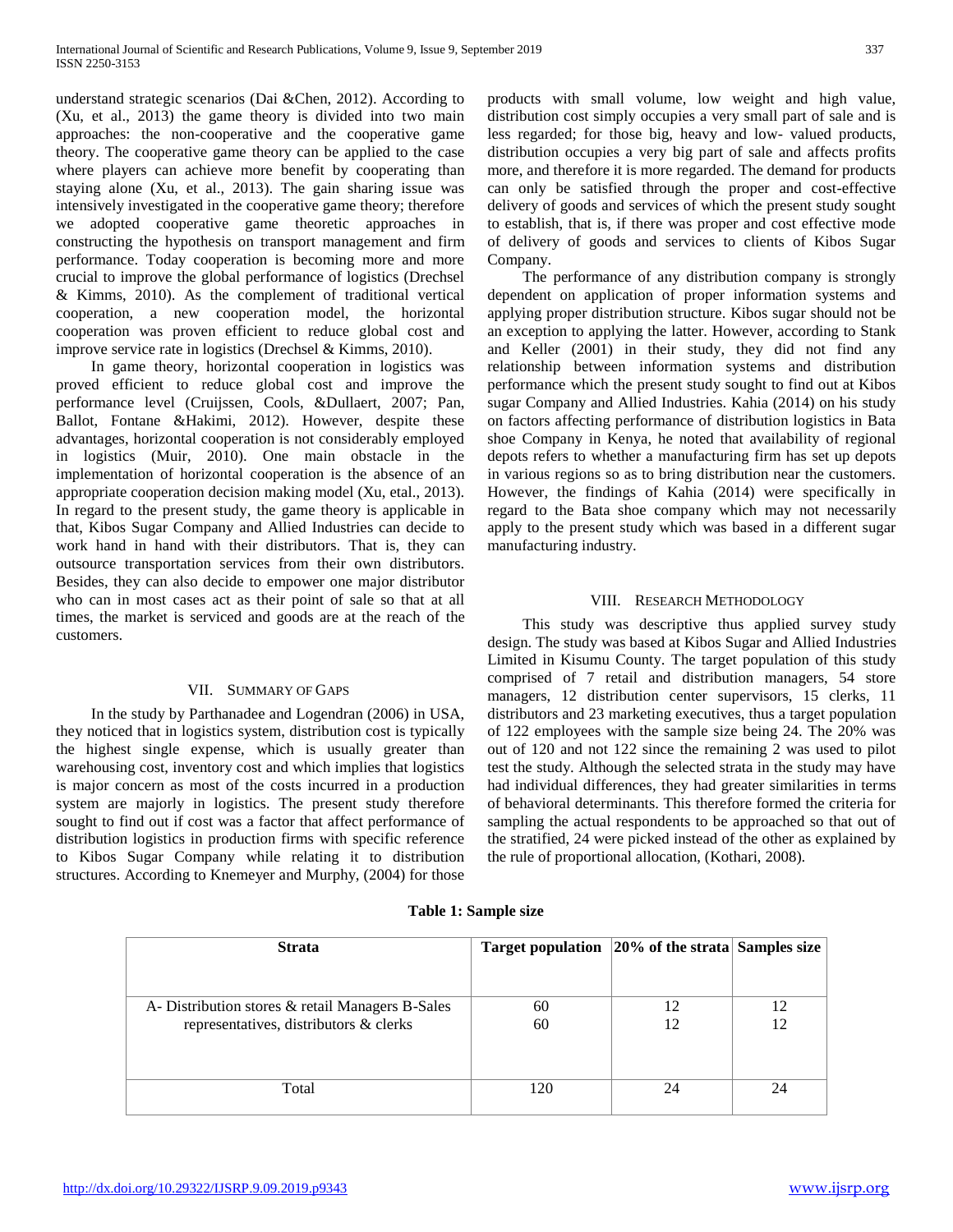understand strategic scenarios (Dai &Chen, 2012). According to (Xu, et al., 2013) the game theory is divided into two main approaches: the non-cooperative and the cooperative game theory. The cooperative game theory can be applied to the case where players can achieve more benefit by cooperating than staying alone (Xu, et al., 2013). The gain sharing issue was intensively investigated in the cooperative game theory; therefore we adopted cooperative game theoretic approaches in constructing the hypothesis on transport management and firm performance. Today cooperation is becoming more and more crucial to improve the global performance of logistics (Drechsel & Kimms, 2010). As the complement of traditional vertical cooperation, a new cooperation model, the horizontal cooperation was proven efficient to reduce global cost and improve service rate in logistics (Drechsel & Kimms, 2010).

In game theory, horizontal cooperation in logistics was proved efficient to reduce global cost and improve the performance level (Cruijssen, Cools, &Dullaert, 2007; Pan, Ballot, Fontane &Hakimi, 2012). However, despite these advantages, horizontal cooperation is not considerably employed in logistics (Muir, 2010). One main obstacle in the implementation of horizontal cooperation is the absence of an appropriate cooperation decision making model (Xu, etal., 2013). In regard to the present study, the game theory is applicable in that, Kibos Sugar Company and Allied Industries can decide to work hand in hand with their distributors. That is, they can outsource transportation services from their own distributors. Besides, they can also decide to empower one major distributor who can in most cases act as their point of sale so that at all times, the market is serviced and goods are at the reach of the customers.

## VII. Summary of Gaps

In the study by Parthanadee and Logendran (2006) in USA, they noticed that in logistics system, distribution cost is typically the highest single expense, which is usually greater than warehousing cost, inventory cost and which implies that logistics is major concern as most of the costs incurred in a production system are majorly in logistics. The present study therefore sought to find out if cost was a factor that affect performance of distribution logistics in production firms with specific reference to Kibos Sugar Company while relating it to distribution structures. According to Knemeyer and Murphy, (2004) for those products with small volume, low weight and high value, distribution cost simply occupies a very small part of sale and is less regarded; for those big, heavy and low- valued products, distribution occupies a very big part of sale and affects profits more, and therefore it is more regarded. The demand for products can only be satisfied through the proper and cost-effective delivery of goods and services of which the present study sought to establish, that is, if there was proper and cost effective mode of delivery of goods and services to clients of Kibos Sugar Company.

The performance of any distribution company is strongly dependent on application of proper information systems and applying proper distribution structure. Kibos sugar should not be an exception to applying the latter. However, according to Stank and Keller (2001) in their study, they did not find any relationship between information systems and distribution performance which the present study sought to find out at Kibos sugar Company and Allied Industries. Kahia (2014) on his study on factors affecting performance of distribution logistics in Bata shoe Company in Kenya, he noted that availability of regional depots refers to whether a manufacturing firm has set up depots in various regions so as to bring distribution near the customers. However, the findings of Kahia (2014) were specifically in regard to the Bata shoe company which may not necessarily apply to the present study which was based in a different sugar manufacturing industry.

## VIII. Research Methodology

This study was descriptive thus applied survey study design. The study was based at Kibos Sugar and Allied Industries Limited in Kisumu County. The target population of this study comprised of 7 retail and distribution managers, 54 store managers, 12 distribution center supervisors, 15 clerks, 11 distributors and 23 marketing executives, thus a target population of 122 employees with the sample size being 24. The 20% was out of 120 and not 122 since the remaining 2 was used to pilot test the study. Although the selected strata in the study may have had individual differences, they had greater similarities in terms of behavioral determinants. This therefore formed the criteria for sampling the actual respondents to be approached so that out of the stratified, 24 were picked instead of the other as explained by the rule of proportional allocation, (Kothari, 2008).

**Table 1: Sample size**

| Strata | Target population | 20% of the strata | Samples size |
|---|---|---|---|
| A- Distribution stores & retail Managers | 60 | 12 | 12 |
| B-Sales representatives, distributors & clerks | 60 | 12 | 12 |
| Total | 120 | 24 | 24 |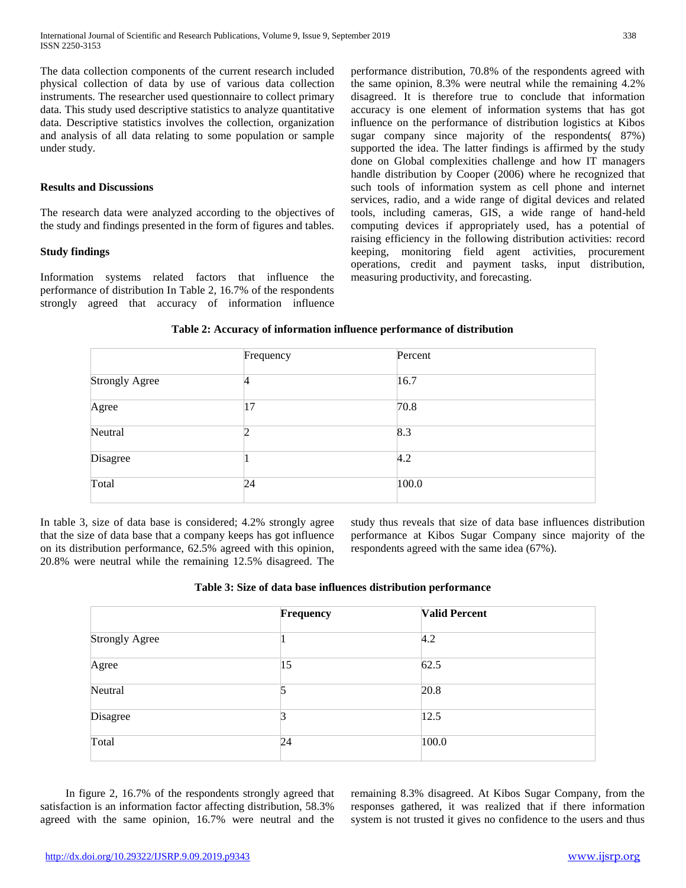The data collection components of the current research included physical collection of data by use of various data collection instruments. The researcher used questionnaire to collect primary data. This study used descriptive statistics to analyze quantitative data. Descriptive statistics involves the collection, organization and analysis of all data relating to some population or sample under study.

### Results and Discussions

The research data were analyzed according to the objectives of the study and findings presented in the form of figures and tables.

### Study findings

Information systems related factors that influence the performance of distribution In Table 2, 16.7% of the respondents strongly agreed that accuracy of information influence performance distribution, 70.8% of the respondents agreed with the same opinion, 8.3% were neutral while the remaining 4.2% disagreed. It is therefore true to conclude that information accuracy is one element of information systems that has got influence on the performance of distribution logistics at Kibos sugar company since majority of the respondents( 87%) supported the idea. The latter findings is affirmed by the study done on Global complexities challenge and how IT managers handle distribution by Cooper (2006) where he recognized that such tools of information system as cell phone and internet services, radio, and a wide range of digital devices and related tools, including cameras, GIS, a wide range of hand-held computing devices if appropriately used, has a potential of raising efficiency in the following distribution activities: record keeping, monitoring field agent activities, procurement operations, credit and payment tasks, input distribution, measuring productivity, and forecasting.

**Table 2: Accuracy of information influence performance of distribution**

| | Frequency | Percent |
|---|---|---|
| Strongly Agree | 4 | 16.7 |
| Agree | 17 | 70.8 |
| Neutral | 2 | 8.3 |
| Disagree | 1 | 4.2 |
| Total | 24 | 100.0 |

In table 3, size of data base is considered; 4.2% strongly agree that the size of data base that a company keeps has got influence on its distribution performance, 62.5% agreed with this opinion, 20.8% were neutral while the remaining 12.5% disagreed. The study thus reveals that size of data base influences distribution performance at Kibos Sugar Company since majority of the respondents agreed with the same idea (67%).

**Table 3: Size of data base influences distribution performance**

| | **Frequency** | **Valid Percent** |
|---|---|---|
| Strongly Agree | 1 | 4.2 |
| Agree | 15 | 62.5 |
| Neutral | 5 | 20.8 |
| Disagree | 3 | 12.5 |
| Total | 24 | 100.0 |

In figure 2, 16.7% of the respondents strongly agreed that satisfaction is an information factor affecting distribution, 58.3% agreed with the same opinion, 16.7% were neutral and the remaining 8.3% disagreed. At Kibos Sugar Company, from the responses gathered, it was realized that if there information system is not trusted it gives no confidence to the users and thus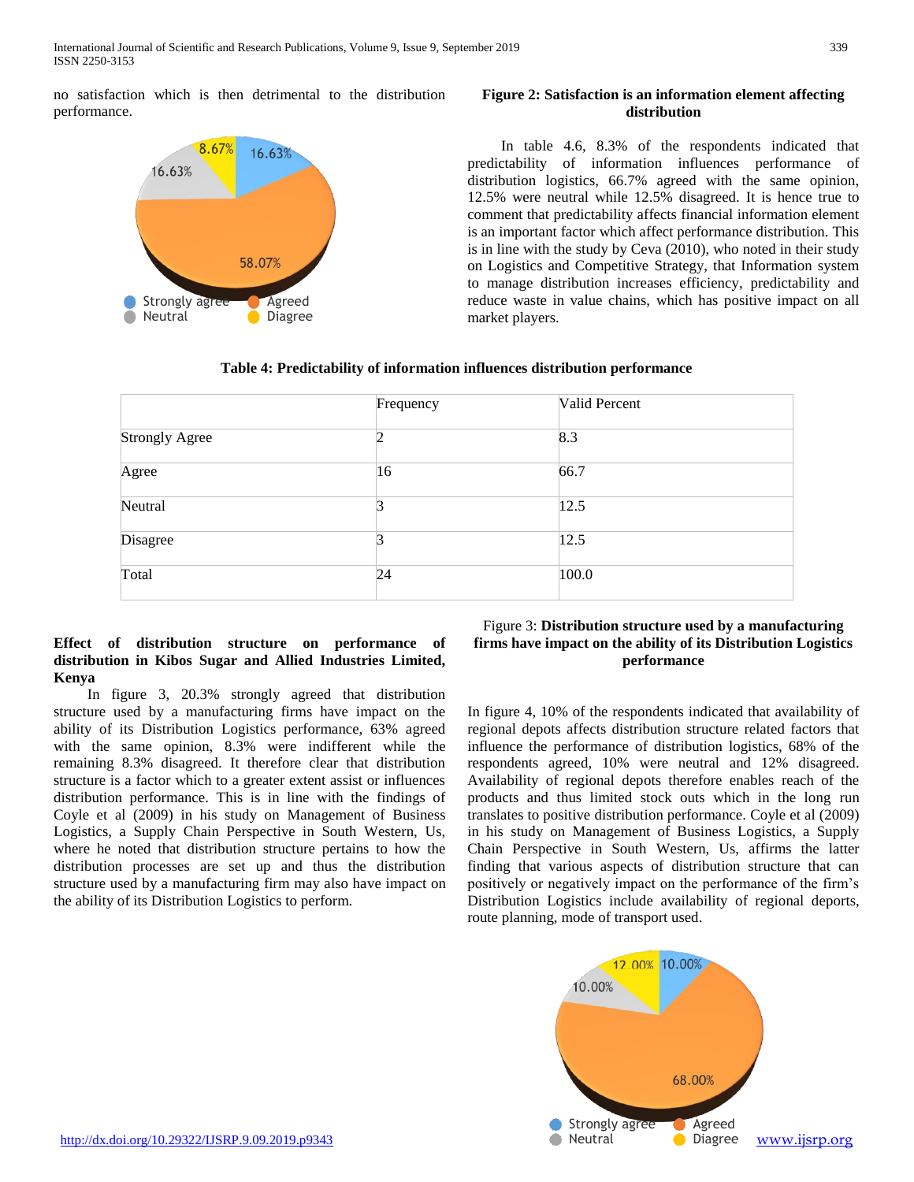no satisfaction which is then detrimental to the distribution performance.

**Figure 2: Satisfaction is an information element affecting distribution**

In table 4.6, 8.3% of the respondents indicated that predictability of information influences performance of distribution logistics, 66.7% agreed with the same opinion, 12.5% were neutral while 12.5% disagreed. It is hence true to comment that predictability affects financial information element is an important factor which affect performance distribution. This is in line with the study by Ceva (2010), who noted in their study on Logistics and Competitive Strategy, that Information system to manage distribution increases efficiency, predictability and reduce waste in value chains, which has positive impact on all market players.

**Table 4: Predictability of information influences distribution performance**

| | Frequency | Valid Percent |
|---|---|---|
| Strongly Agree | 2 | 8.3 |
| Agree | 16 | 66.7 |
| Neutral | 3 | 12.5 |
| Disagree | 3 | 12.5 |
| Total | 24 | 100.0 |

**Effect of distribution structure on performance of distribution in Kibos Sugar and Allied Industries Limited, Kenya**

In figure 3, 20.3% strongly agreed that distribution structure used by a manufacturing firms have impact on the ability of its Distribution Logistics performance, 63% agreed with the same opinion, 8.3% were indifferent while the remaining 8.3% disagreed. It therefore clear that distribution structure is a factor which to a greater extent assist or influences distribution performance. This is in line with the findings of Coyle et al (2009) in his study on Management of Business Logistics, a Supply Chain Perspective in South Western, Us, where he noted that distribution structure pertains to how the distribution processes are set up and thus the distribution structure used by a manufacturing firm may also have impact on the ability of its Distribution Logistics to perform.

Figure 3: **Distribution structure used by a manufacturing firms have impact on the ability of its Distribution Logistics performance**

In figure 4, 10% of the respondents indicated that availability of regional depots affects distribution structure related factors that influence the performance of distribution logistics, 68% of the respondents agreed, 10% were neutral and 12% disagreed. Availability of regional depots therefore enables reach of the products and thus limited stock outs which in the long run translates to positive distribution performance. Coyle et al (2009) in his study on Management of Business Logistics, a Supply Chain Perspective in South Western, Us, affirms the latter finding that various aspects of distribution structure that can positively or negatively impact on the performance of the firm's Distribution Logistics include availability of regional deports, route planning, mode of transport used.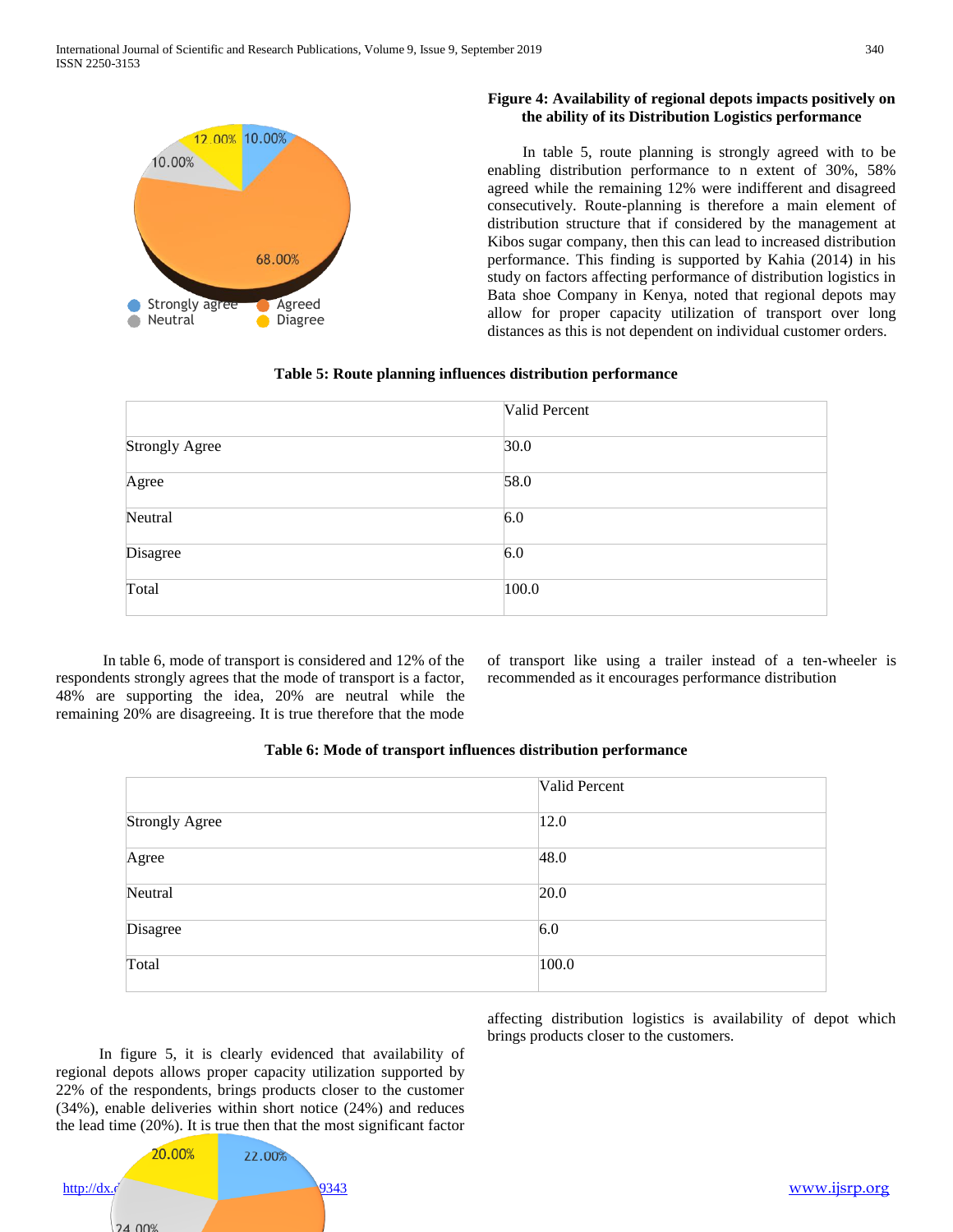**Figure 4: Availability of regional depots impacts positively on the ability of its Distribution Logistics performance**

In table 5, route planning is strongly agreed with to be enabling distribution performance to n extent of 30%, 58% agreed while the remaining 12% were indifferent and disagreed consecutively. Route-planning is therefore a main element of distribution structure that if considered by the management at Kibos sugar company, then this can lead to increased distribution performance. This finding is supported by Kahia (2014) in his study on factors affecting performance of distribution logistics in Bata shoe Company in Kenya, noted that regional depots may allow for proper capacity utilization of transport over long distances as this is not dependent on individual customer orders.

**Table 5: Route planning influences distribution performance**

| | Valid Percent |
|---|---|
| Strongly Agree | 30.0 |
| Agree | 58.0 |
| Neutral | 6.0 |
| Disagree | 6.0 |
| Total | 100.0 |

In table 6, mode of transport is considered and 12% of the respondents strongly agrees that the mode of transport is a factor, 48% are supporting the idea, 20% are neutral while the remaining 20% are disagreeing. It is true therefore that the mode of transport like using a trailer instead of a ten-wheeler is recommended as it encourages performance distribution

**Table 6: Mode of transport influences distribution performance**

| | Valid Percent |
|---|---|
| Strongly Agree | 12.0 |
| Agree | 48.0 |
| Neutral | 20.0 |
| Disagree | 6.0 |
| Total | 100.0 |

In figure 5, it is clearly evidenced that availability of regional depots allows proper capacity utilization supported by 22% of the respondents, brings products closer to the customer (34%), enable deliveries within short notice (24%) and reduces the lead time (20%). It is true then that the most significant factor affecting distribution logistics is availability of depot which brings products closer to the customers.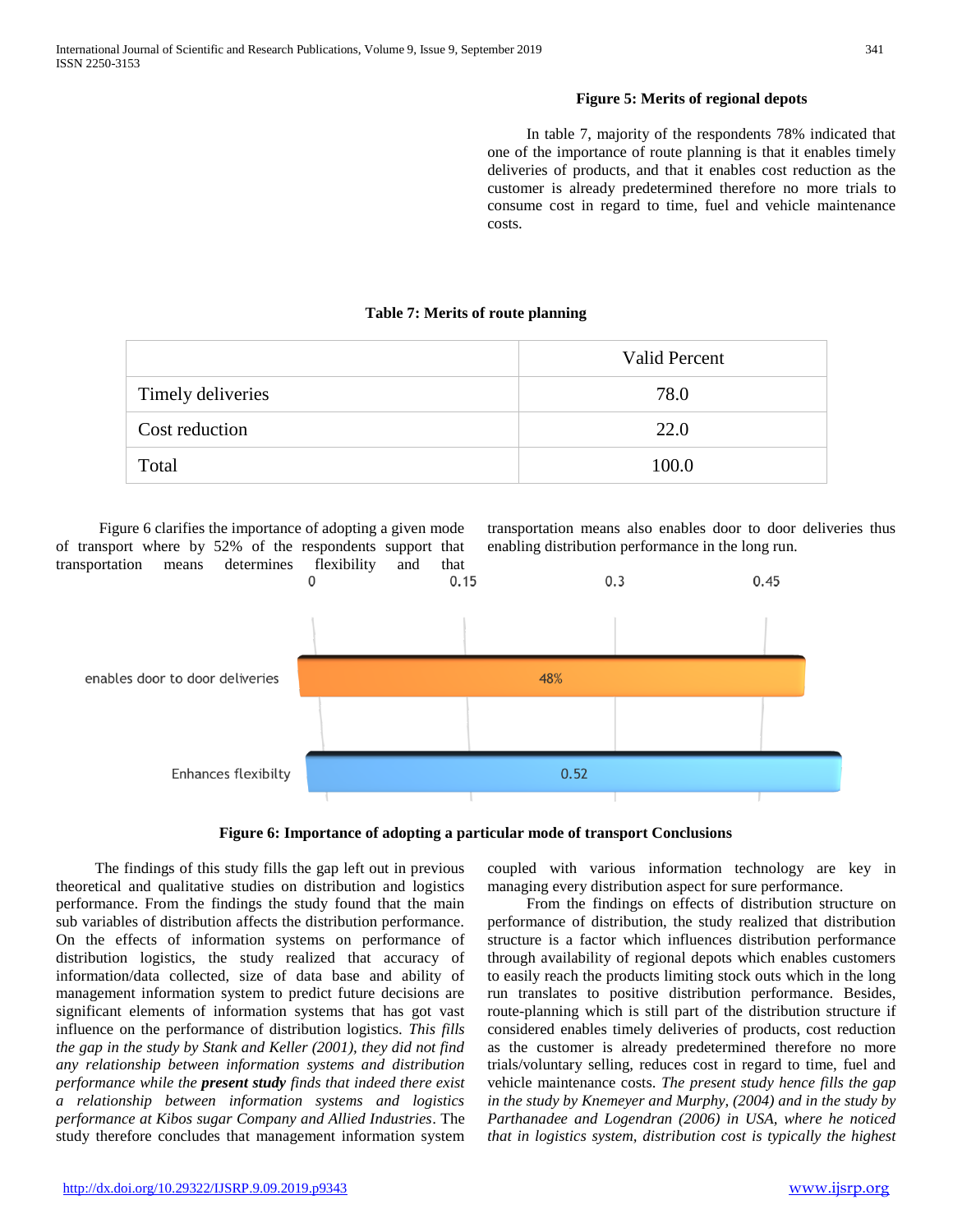**Figure 5: Merits of regional depots**

In table 7, majority of the respondents 78% indicated that one of the importance of route planning is that it enables timely deliveries of products, and that it enables cost reduction as the customer is already predetermined therefore no more trials to consume cost in regard to time, fuel and vehicle maintenance costs.

**Table 7: Merits of route planning**

| | Valid Percent |
|---|---|
| Timely deliveries | 78.0 |
| Cost reduction | 22.0 |
| Total | 100.0 |

Figure 6 clarifies the importance of adopting a given mode of transport where by 52% of the respondents support that transportation means determines flexibility and that transportation means also enables door to door deliveries thus enabling distribution performance in the long run.

**Figure 6: Importance of adopting a particular mode of transport Conclusions**

The findings of this study fills the gap left out in previous theoretical and qualitative studies on distribution and logistics performance. From the findings the study found that the main sub variables of distribution affects the distribution performance. On the effects of information systems on performance of distribution logistics, the study realized that accuracy of information/data collected, size of data base and ability of management information system to predict future decisions are significant elements of information systems that has got vast influence on the performance of distribution logistics. *This fills the gap in the study by Stank and Keller (2001), they did not find any relationship between information systems and distribution performance while the* ***present study*** *finds that indeed there exist a relationship between information systems and logistics performance at Kibos sugar Company and Allied Industries*. The study therefore concludes that management information system coupled with various information technology are key in managing every distribution aspect for sure performance.

From the findings on effects of distribution structure on performance of distribution, the study realized that distribution structure is a factor which influences distribution performance through availability of regional depots which enables customers to easily reach the products limiting stock outs which in the long run translates to positive distribution performance. Besides, route-planning which is still part of the distribution structure if considered enables timely deliveries of products, cost reduction as the customer is already predetermined therefore no more trials/voluntary selling, reduces cost in regard to time, fuel and vehicle maintenance costs. *The present study hence fills the gap in the study by Knemeyer and Murphy, (2004) and in the study by Parthanadee and Logendran (2006) in USA, where he noticed that in logistics system, distribution cost is typically the highest*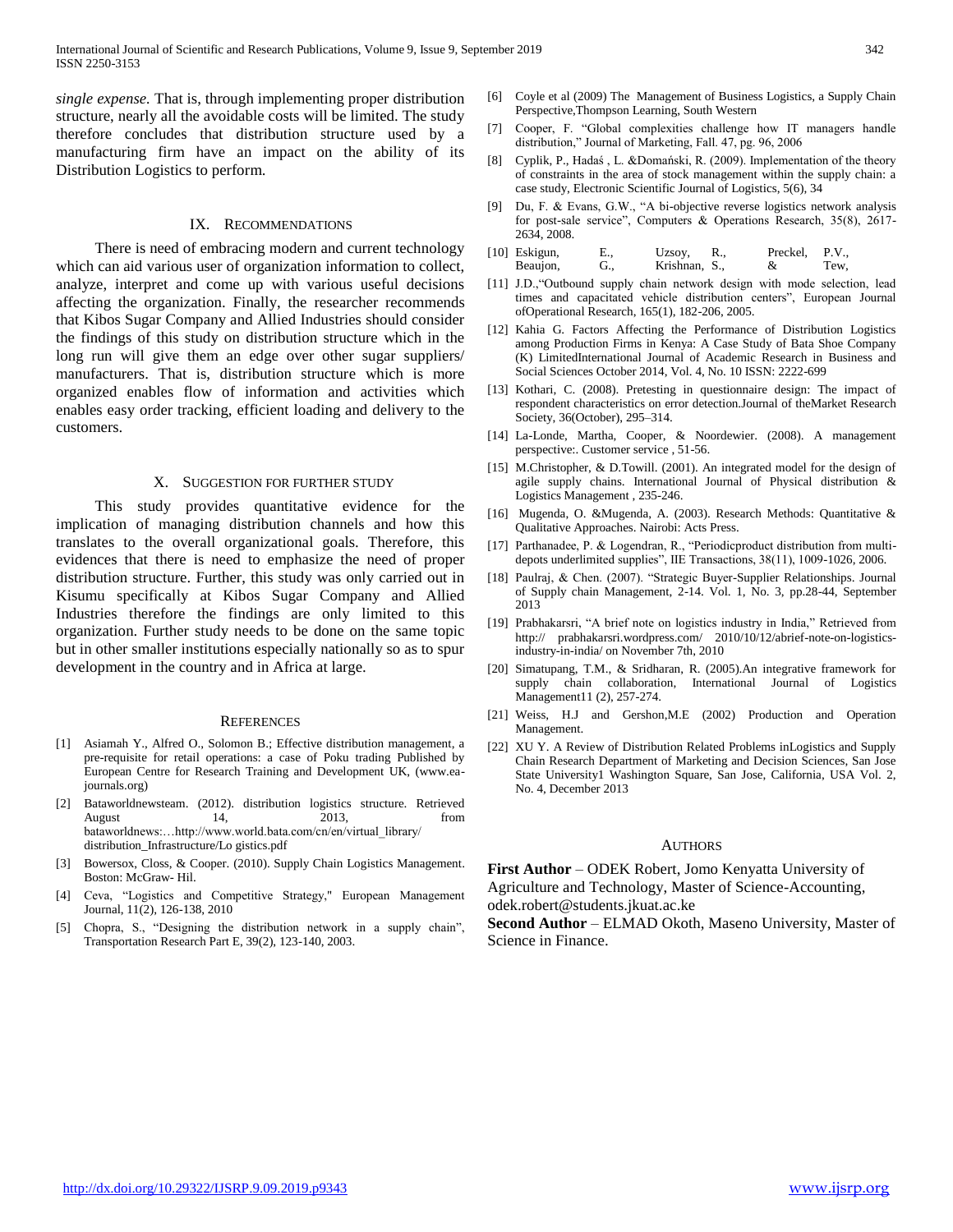*single expense.* That is, through implementing proper distribution structure, nearly all the avoidable costs will be limited. The study therefore concludes that distribution structure used by a manufacturing firm have an impact on the ability of its Distribution Logistics to perform.

## IX. Recommendations

There is need of embracing modern and current technology which can aid various user of organization information to collect, analyze, interpret and come up with various useful decisions affecting the organization. Finally, the researcher recommends that Kibos Sugar Company and Allied Industries should consider the findings of this study on distribution structure which in the long run will give them an edge over other sugar suppliers/ manufacturers. That is, distribution structure which is more organized enables flow of information and activities which enables easy order tracking, efficient loading and delivery to the customers.

## X. Suggestion for further study

This study provides quantitative evidence for the implication of managing distribution channels and how this translates to the overall organizational goals. Therefore, this evidences that there is need to emphasize the need of proper distribution structure. Further, this study was only carried out in Kisumu specifically at Kibos Sugar Company and Allied Industries therefore the findings are only limited to this organization. Further study needs to be done on the same topic but in other smaller institutions especially nationally so as to spur development in the country and in Africa at large.

## References

[1] Asiamah Y., Alfred O., Solomon B.; Effective distribution management, a pre-requisite for retail operations: a case of Poku trading Published by European Centre for Research Training and Development UK, (www.ea-journals.org)

[2] Bataworldnewsteam. (2012). distribution logistics structure. Retrieved August 14, 2013, from bataworldnews:…http://www.world.bata.com/cn/en/virtual_library/ distribution_Infrastructure/Lo gistics.pdf

[3] Bowersox, Closs, & Cooper. (2010). Supply Chain Logistics Management. Boston: McGraw- Hil.

[4] Ceva, "Logistics and Competitive Strategy," European Management Journal, 11(2), 126-138, 2010

[5] Chopra, S., "Designing the distribution network in a supply chain", Transportation Research Part E, 39(2), 123-140, 2003.

[6] Coyle et al (2009) The Management of Business Logistics, a Supply Chain Perspective,Thompson Learning, South Western

[7] Cooper, F. "Global complexities challenge how IT managers handle distribution," Journal of Marketing, Fall. 47, pg. 96, 2006

[8] Cyplik, P., Hadaś , L. &Domański, R. (2009). Implementation of the theory of constraints in the area of stock management within the supply chain: a case study, Electronic Scientific Journal of Logistics, 5(6), 34

[9] Du, F. & Evans, G.W., "A bi-objective reverse logistics network analysis for post-sale service", Computers & Operations Research, 35(8), 2617-2634, 2008.

[10] Eskigun, E., Uzsoy, R., Preckel, P.V., Beaujon, G., Krishnan, S., & Tew,

[11] J.D.,"Outbound supply chain network design with mode selection, lead times and capacitated vehicle distribution centers", European Journal ofOperational Research, 165(1), 182-206, 2005.

[12] Kahia G. Factors Affecting the Performance of Distribution Logistics among Production Firms in Kenya: A Case Study of Bata Shoe Company (K) LimitedInternational Journal of Academic Research in Business and Social Sciences October 2014, Vol. 4, No. 10 ISSN: 2222-699

[13] Kothari, C. (2008). Pretesting in questionnaire design: The impact of respondent characteristics on error detection.Journal of theMarket Research Society, 36(October), 295–314.

[14] La-Londe, Martha, Cooper, & Noordewier. (2008). A management perspective:. Customer service , 51-56.

[15] M.Christopher, & D.Towill. (2001). An integrated model for the design of agile supply chains. International Journal of Physical distribution & Logistics Management , 235-246.

[16] Mugenda, O. &Mugenda, A. (2003). Research Methods: Quantitative & Qualitative Approaches. Nairobi: Acts Press.

[17] Parthanadee, P. & Logendran, R., "Periodicproduct distribution from multi-depots underlimited supplies", IIE Transactions, 38(11), 1009-1026, 2006.

[18] Paulraj, & Chen. (2007). "Strategic Buyer-Supplier Relationships. Journal of Supply chain Management, 2-14. Vol. 1, No. 3, pp.28-44, September 2013

[19] Prabhakarsri, "A brief note on logistics industry in India," Retrieved from http:// prabhakarsri.wordpress.com/ 2010/10/12/abrief-note-on-logistics-industry-in-india/ on November 7th, 2010

[20] Simatupang, T.M., & Sridharan, R. (2005).An integrative framework for supply chain collaboration, International Journal of Logistics Management11 (2), 257-274.

[21] Weiss, H.J and Gershon,M.E (2002) Production and Operation Management.

[22] XU Y. A Review of Distribution Related Problems inLogistics and Supply Chain Research Department of Marketing and Decision Sciences, San Jose State University1 Washington Square, San Jose, California, USA Vol. 2, No. 4, December 2013

## Authors

**First Author** – ODEK Robert, Jomo Kenyatta University of Agriculture and Technology, Master of Science-Accounting, odek.robert@students.jkuat.ac.ke

**Second Author** – ELMAD Okoth, Maseno University, Master of Science in Finance.